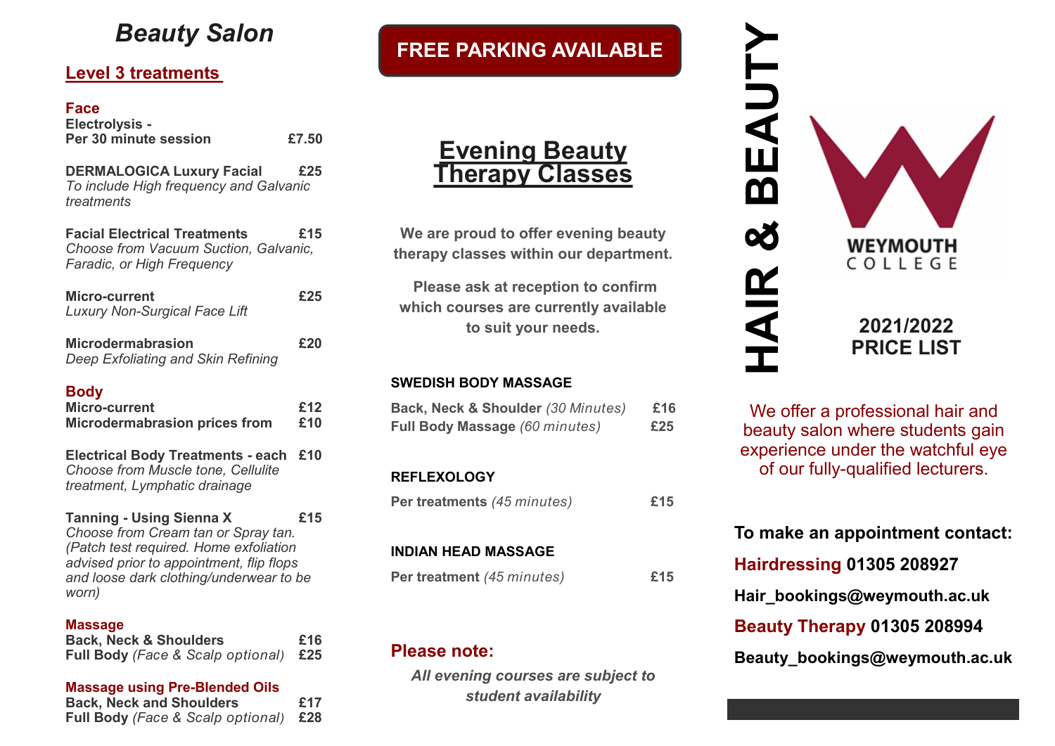# Beauty Salon

## Level 3 treatments

### Face

**Electrolysis - Per 30 minute session** £7.50

**DERMALOGICA Luxury Facial** £25
*To include High frequency and Galvanic treatments*

**Facial Electrical Treatments** £15
*Choose from Vacuum Suction, Galvanic, Faradic, or High Frequency*

**Micro-current** £25
*Luxury Non-Surgical Face Lift*

**Microdermabrasion** £20
*Deep Exfoliating and Skin Refining*

### Body

**Micro-current** £12
**Microdermabrasion prices from** £10

**Electrical Body Treatments - each** £10
*Choose from Muscle tone, Cellulite treatment, Lymphatic drainage*

**Tanning - Using Sienna X** £15
*Choose from Cream tan or Spray tan. (Patch test required. Home exfoliation advised prior to appointment, flip flops and loose dark clothing/underwear to be worn)*

### Massage

**Back, Neck & Shoulders** £16
**Full Body** *(Face & Scalp optional)* £25

### Massage using Pre-Blended Oils

**Back, Neck and Shoulders** £17
**Full Body** *(Face & Scalp optional)* £28

**FREE PARKING AVAILABLE**

## Evening Beauty Therapy Classes

**We are proud to offer evening beauty therapy classes within our department.**

**Please ask at reception to confirm which courses are currently available to suit your needs.**

### SWEDISH BODY MASSAGE

**Back, Neck & Shoulder** *(30 Minutes)* £16
**Full Body Massage** *(60 minutes)* £25

### REFLEXOLOGY

**Per treatments** *(45 minutes)* £15

### INDIAN HEAD MASSAGE

**Per treatment** *(45 minutes)* £15

### Please note:

***All evening courses are subject to student availability***

# HAIR & BEAUTY

WEYMOUTH COLLEGE

## 2021/2022 PRICE LIST

We offer a professional hair and beauty salon where students gain experience under the watchful eye of our fully-qualified lecturers.

**To make an appointment contact:**

**Hairdressing 01305 208927**

**Hair_bookings@weymouth.ac.uk**

**Beauty Therapy 01305 208994**

**Beauty_bookings@weymouth.ac.uk**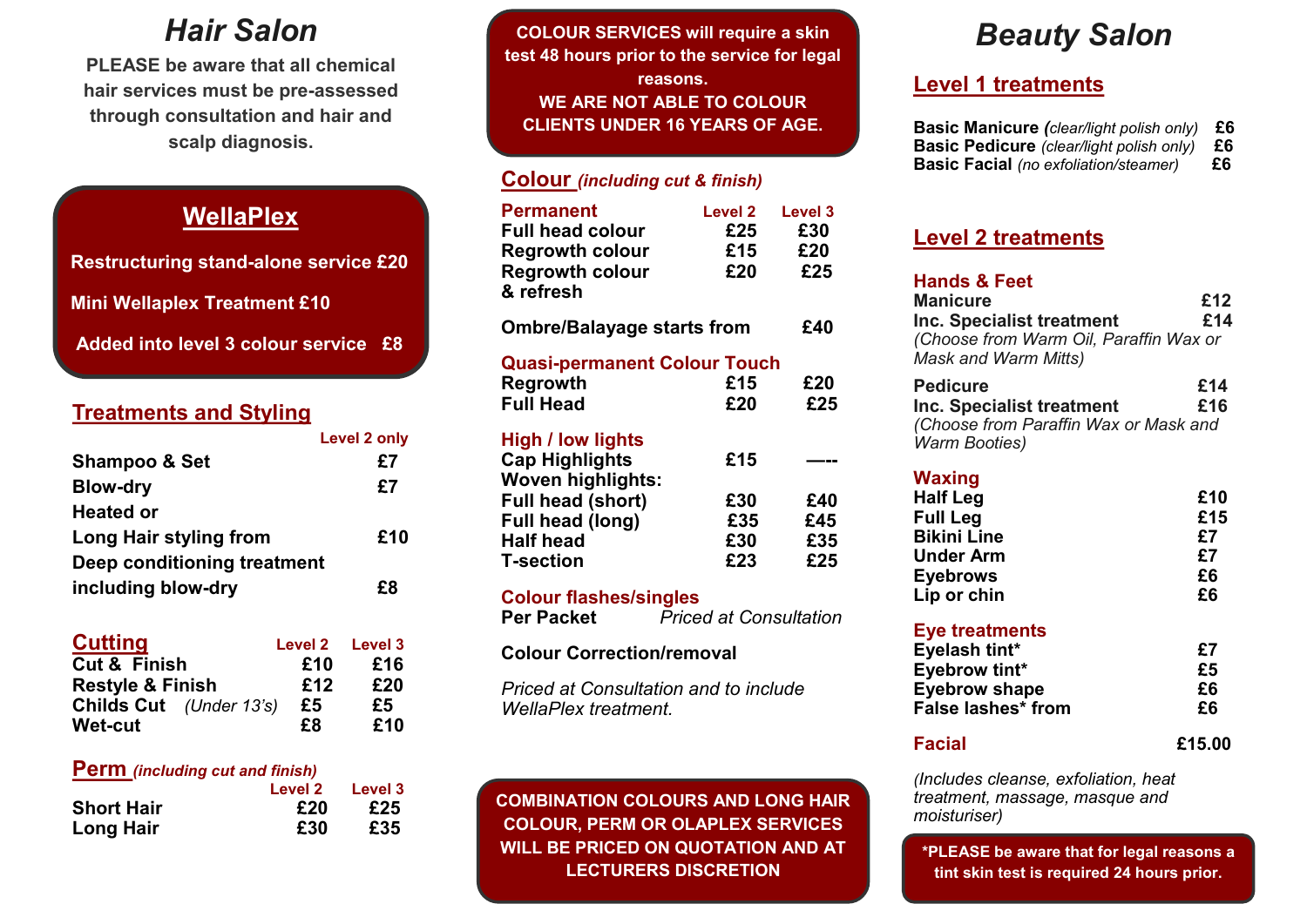# Hair Salon

**PLEASE be aware that all chemical hair services must be pre-assessed through consultation and hair and scalp diagnosis.**

## WellaPlex

**Restructuring stand-alone service £20**

**Mini Wellaplex Treatment £10**

**Added into level 3 colour service £8**

## Treatments and Styling

| | Level 2 only |
|---|---|
| **Shampoo & Set** | **£7** |
| **Blow-dry** | **£7** |
| **Heated or** | |
| **Long Hair styling from** | **£10** |
| **Deep conditioning treatment including blow-dry** | **£8** |

## Cutting

| | Level 2 | Level 3 |
|---|---|---|
| **Cut & Finish** | **£10** | **£16** |
| **Restyle & Finish** | **£12** | **£20** |
| **Childs Cut** *(Under 13's)* | **£5** | **£5** |
| **Wet-cut** | **£8** | **£10** |

## Perm *(including cut and finish)*

| | Level 2 | Level 3 |
|---|---|---|
| **Short Hair** | **£20** | **£25** |
| **Long Hair** | **£30** | **£35** |

**COLOUR SERVICES will require a skin test 48 hours prior to the service for legal reasons.**
**WE ARE NOT ABLE TO COLOUR CLIENTS UNDER 16 YEARS OF AGE.**

## Colour *(including cut & finish)*

| Permanent | Level 2 | Level 3 |
|---|---|---|
| **Full head colour** | **£25** | **£30** |
| **Regrowth colour** | **£15** | **£20** |
| **Regrowth colour & refresh** | **£20** | **£25** |
| **Ombre/Balayage starts from** | | **£40** |
| **Quasi-permanent Colour Touch** | | |
| **Regrowth** | **£15** | **£20** |
| **Full Head** | **£20** | **£25** |
| **High / low lights** | | |
| **Cap Highlights** | **£15** | —-- |
| **Woven highlights:** | | |
| **Full head (short)** | **£30** | **£40** |
| **Full head (long)** | **£35** | **£45** |
| **Half head** | **£30** | **£35** |
| **T-section** | **£23** | **£25** |

**Colour flashes/singles**

**Per Packet** *Priced at Consultation*

**Colour Correction/removal**

*Priced at Consultation and to include WellaPlex treatment.*

**COMBINATION COLOURS AND LONG HAIR COLOUR, PERM OR OLAPLEX SERVICES WILL BE PRICED ON QUOTATION AND AT LECTURERS DISCRETION**

# Beauty Salon

## Level 1 treatments

| | |
|---|---|
| **Basic Manicure** *(clear/light polish only)* | **£6** |
| **Basic Pedicure** *(clear/light polish only)* | **£6** |
| **Basic Facial** *(no exfoliation/steamer)* | **£6** |

## Level 2 treatments

### Hands & Feet

| | |
|---|---|
| **Manicure** | **£12** |
| **Inc. Specialist treatment** *(Choose from Warm Oil, Paraffin Wax or Mask and Warm Mitts)* | **£14** |
| **Pedicure** | **£14** |
| **Inc. Specialist treatment** *(Choose from Paraffin Wax or Mask and Warm Booties)* | **£16** |

### Waxing

| | |
|---|---|
| **Half Leg** | **£10** |
| **Full Leg** | **£15** |
| **Bikini Line** | **£7** |
| **Under Arm** | **£7** |
| **Eyebrows** | **£6** |
| **Lip or chin** | **£6** |

### Eye treatments

| | |
|---|---|
| **Eyelash tint*** | **£7** |
| **Eyebrow tint*** | **£5** |
| **Eyebrow shape** | **£6** |
| **False lashes* from** | **£6** |

### Facial **£15.00**

*(Includes cleanse, exfoliation, heat treatment, massage, masque and moisturiser)*

***PLEASE be aware that for legal reasons a tint skin test is required 24 hours prior.**